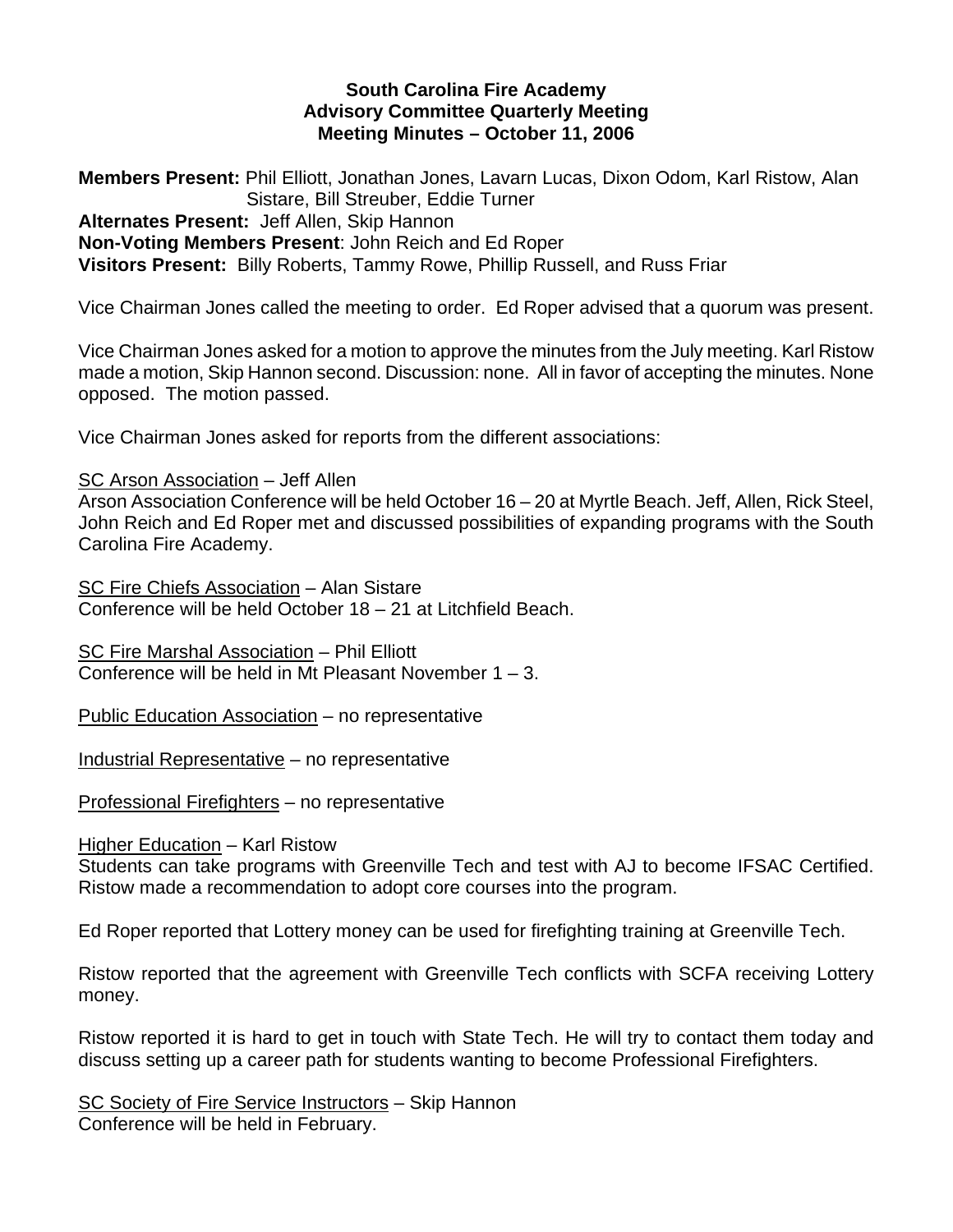**South Carolina Fire Academy**
**Advisory Committee Quarterly Meeting**
**Meeting Minutes – October 11, 2006**

**Members Present:** Phil Elliott, Jonathan Jones, Lavarn Lucas, Dixon Odom, Karl Ristow, Alan Sistare, Bill Streuber, Eddie Turner
**Alternates Present:** Jeff Allen, Skip Hannon
**Non-Voting Members Present**: John Reich and Ed Roper
**Visitors Present:** Billy Roberts, Tammy Rowe, Phillip Russell, and Russ Friar

Vice Chairman Jones called the meeting to order. Ed Roper advised that a quorum was present.

Vice Chairman Jones asked for a motion to approve the minutes from the July meeting. Karl Ristow made a motion, Skip Hannon second. Discussion: none. All in favor of accepting the minutes. None opposed. The motion passed.

Vice Chairman Jones asked for reports from the different associations:

SC Arson Association – Jeff Allen
Arson Association Conference will be held October 16 – 20 at Myrtle Beach. Jeff, Allen, Rick Steel, John Reich and Ed Roper met and discussed possibilities of expanding programs with the South Carolina Fire Academy.

SC Fire Chiefs Association – Alan Sistare
Conference will be held October 18 – 21 at Litchfield Beach.

SC Fire Marshal Association – Phil Elliott
Conference will be held in Mt Pleasant November 1 – 3.

Public Education Association – no representative

Industrial Representative – no representative

Professional Firefighters – no representative

Higher Education – Karl Ristow
Students can take programs with Greenville Tech and test with AJ to become IFSAC Certified. Ristow made a recommendation to adopt core courses into the program.

Ed Roper reported that Lottery money can be used for firefighting training at Greenville Tech.

Ristow reported that the agreement with Greenville Tech conflicts with SCFA receiving Lottery money.

Ristow reported it is hard to get in touch with State Tech. He will try to contact them today and discuss setting up a career path for students wanting to become Professional Firefighters.

SC Society of Fire Service Instructors – Skip Hannon
Conference will be held in February.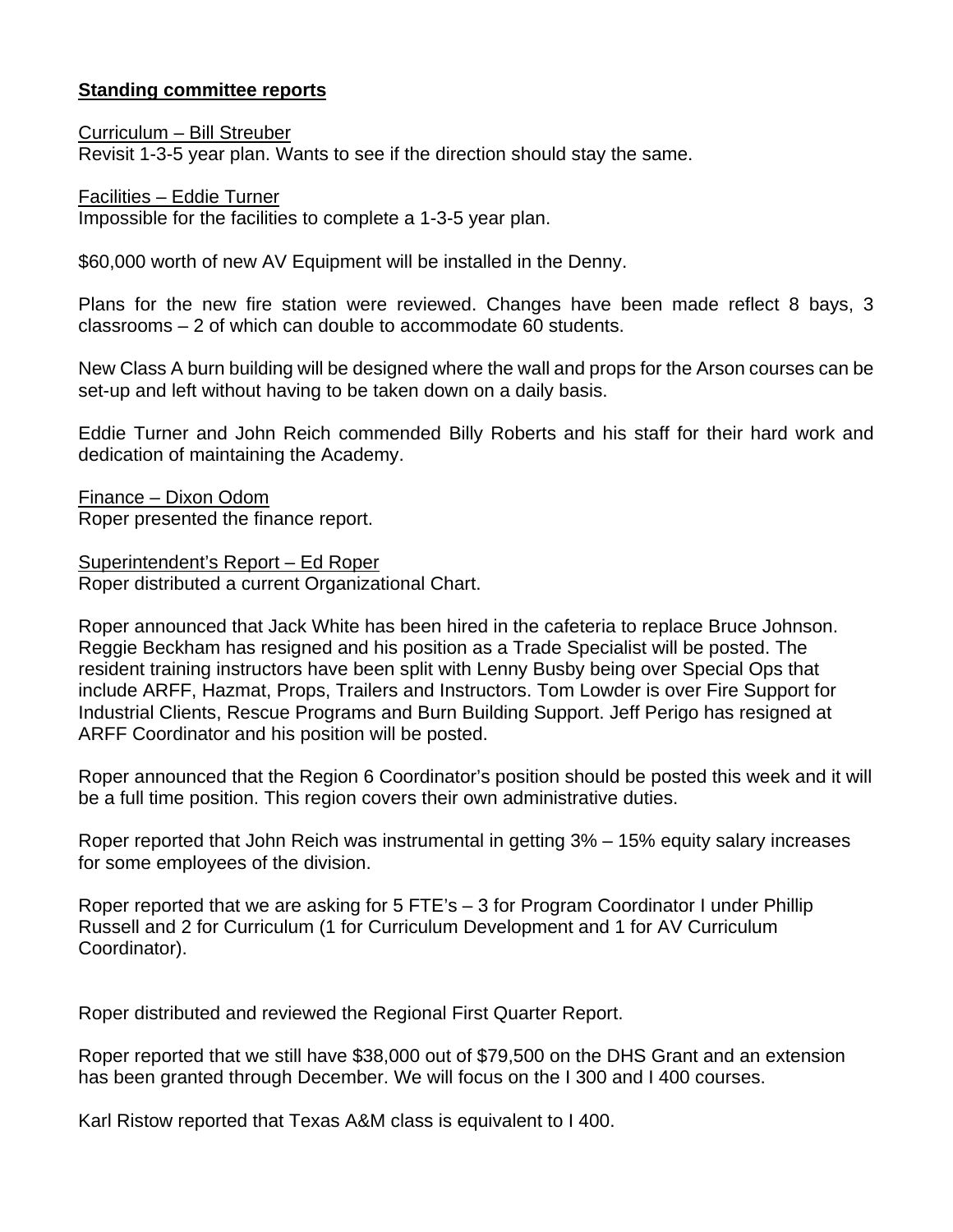**Standing committee reports**

Curriculum – Bill Streuber
Revisit 1-3-5 year plan. Wants to see if the direction should stay the same.

Facilities – Eddie Turner
Impossible for the facilities to complete a 1-3-5 year plan.

$60,000 worth of new AV Equipment will be installed in the Denny.

Plans for the new fire station were reviewed. Changes have been made reflect 8 bays, 3 classrooms – 2 of which can double to accommodate 60 students.

New Class A burn building will be designed where the wall and props for the Arson courses can be set-up and left without having to be taken down on a daily basis.

Eddie Turner and John Reich commended Billy Roberts and his staff for their hard work and dedication of maintaining the Academy.

Finance – Dixon Odom
Roper presented the finance report.

Superintendent's Report – Ed Roper
Roper distributed a current Organizational Chart.

Roper announced that Jack White has been hired in the cafeteria to replace Bruce Johnson. Reggie Beckham has resigned and his position as a Trade Specialist will be posted. The resident training instructors have been split with Lenny Busby being over Special Ops that include ARFF, Hazmat, Props, Trailers and Instructors. Tom Lowder is over Fire Support for Industrial Clients, Rescue Programs and Burn Building Support. Jeff Perigo has resigned at ARFF Coordinator and his position will be posted.

Roper announced that the Region 6 Coordinator's position should be posted this week and it will be a full time position. This region covers their own administrative duties.

Roper reported that John Reich was instrumental in getting 3% – 15% equity salary increases for some employees of the division.

Roper reported that we are asking for 5 FTE's – 3 for Program Coordinator I under Phillip Russell and 2 for Curriculum (1 for Curriculum Development and 1 for AV Curriculum Coordinator).

Roper distributed and reviewed the Regional First Quarter Report.

Roper reported that we still have $38,000 out of $79,500 on the DHS Grant and an extension has been granted through December. We will focus on the I 300 and I 400 courses.

Karl Ristow reported that Texas A&M class is equivalent to I 400.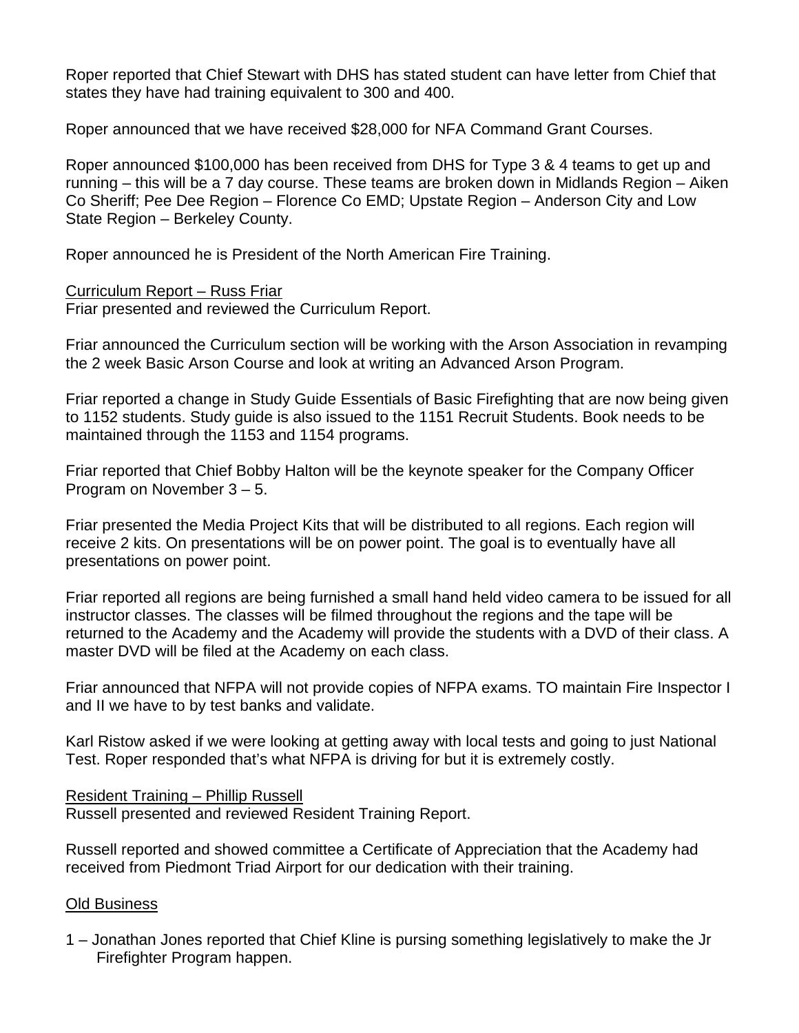Roper reported that Chief Stewart with DHS has stated student can have letter from Chief that states they have had training equivalent to 300 and 400.

Roper announced that we have received $28,000 for NFA Command Grant Courses.

Roper announced $100,000 has been received from DHS for Type 3 & 4 teams to get up and running – this will be a 7 day course. These teams are broken down in Midlands Region – Aiken Co Sheriff; Pee Dee Region – Florence Co EMD; Upstate Region – Anderson City and Low State Region – Berkeley County.

Roper announced he is President of the North American Fire Training.

<u>Curriculum Report – Russ Friar</u>
Friar presented and reviewed the Curriculum Report.

Friar announced the Curriculum section will be working with the Arson Association in revamping the 2 week Basic Arson Course and look at writing an Advanced Arson Program.

Friar reported a change in Study Guide Essentials of Basic Firefighting that are now being given to 1152 students. Study guide is also issued to the 1151 Recruit Students. Book needs to be maintained through the 1153 and 1154 programs.

Friar reported that Chief Bobby Halton will be the keynote speaker for the Company Officer Program on November 3 – 5.

Friar presented the Media Project Kits that will be distributed to all regions. Each region will receive 2 kits. On presentations will be on power point. The goal is to eventually have all presentations on power point.

Friar reported all regions are being furnished a small hand held video camera to be issued for all instructor classes. The classes will be filmed throughout the regions and the tape will be returned to the Academy and the Academy will provide the students with a DVD of their class. A master DVD will be filed at the Academy on each class.

Friar announced that NFPA will not provide copies of NFPA exams. TO maintain Fire Inspector I and II we have to by test banks and validate.

Karl Ristow asked if we were looking at getting away with local tests and going to just National Test. Roper responded that's what NFPA is driving for but it is extremely costly.

<u>Resident Training – Phillip Russell</u>
Russell presented and reviewed Resident Training Report.

Russell reported and showed committee a Certificate of Appreciation that the Academy had received from Piedmont Triad Airport for our dedication with their training.

<u>Old Business</u>

1 – Jonathan Jones reported that Chief Kline is pursing something legislatively to make the Jr Firefighter Program happen.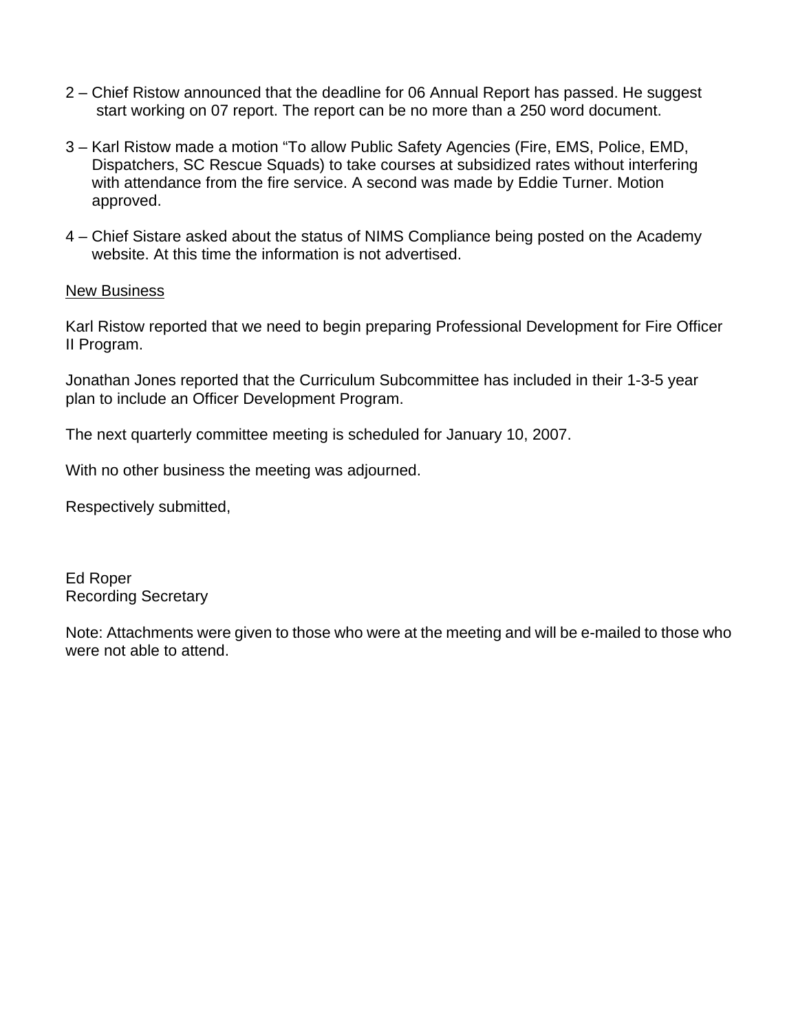2 – Chief Ristow announced that the deadline for 06 Annual Report has passed. He suggest start working on 07 report. The report can be no more than a 250 word document.

3 – Karl Ristow made a motion “To allow Public Safety Agencies (Fire, EMS, Police, EMD, Dispatchers, SC Rescue Squads) to take courses at subsidized rates without interfering with attendance from the fire service. A second was made by Eddie Turner. Motion approved.

4 – Chief Sistare asked about the status of NIMS Compliance being posted on the Academy website. At this time the information is not advertised.

<u>New Business</u>

Karl Ristow reported that we need to begin preparing Professional Development for Fire Officer II Program.

Jonathan Jones reported that the Curriculum Subcommittee has included in their 1-3-5 year plan to include an Officer Development Program.

The next quarterly committee meeting is scheduled for January 10, 2007.

With no other business the meeting was adjourned.

Respectively submitted,

Ed Roper
Recording Secretary

Note: Attachments were given to those who were at the meeting and will be e-mailed to those who were not able to attend.